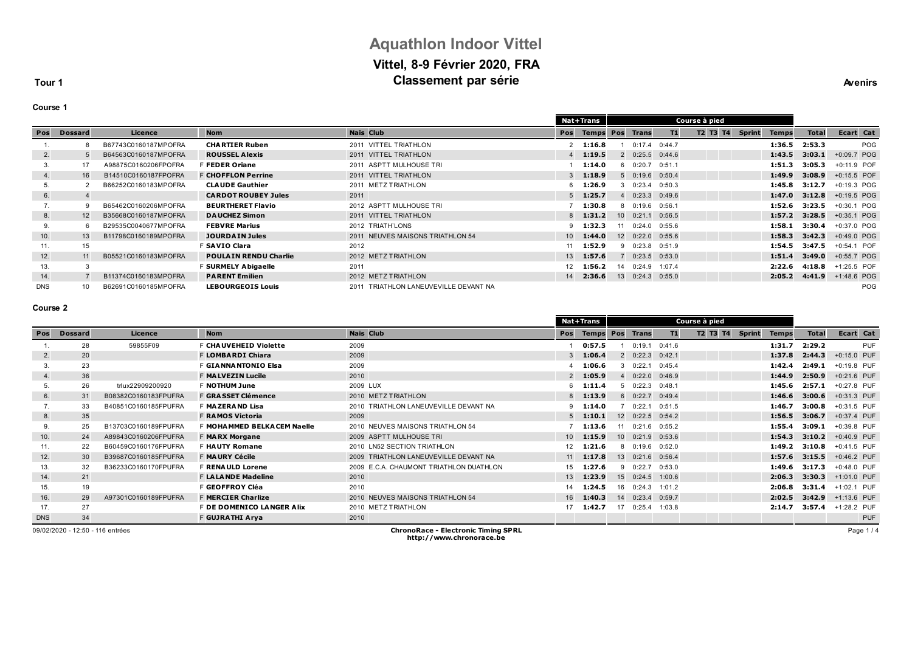# Aquathlon Indoor Vittel

## Vittel, 8-9 Février 2020, FRA

## Classement par série

**Tour 1** — **Avenirs**

### Course 1

| | | | | | | Nat+Trans | | Course à pied | | | | | | | | | | |
|---|---|---|---|---|---|---|---|---|---|---|---|---|---|---|---|---|---|---|
| Pos | Dossard | Licence | Nom | Nais | Club | Pos | Temps | Pos | Trans | T1 | T2 | T3 | T4 | Sprint | Temps | Total | Ecart | Cat |
| 1. | 8 | B67743C0160187MPOFRA | **CHARTIER Ruben** | 2011 | VITTEL TRIATHLON | 2 | **1:16.8** | 1 | 0:17.4 | 0:44.7 | | | | | **1:36.5** | **2:53.3** | | POG |
| 2. | 5 | B64563C0160187MPOFRA | **ROUSSEL Alexis** | 2011 | VITTEL TRIATHLON | 4 | **1:19.5** | 2 | 0:25.5 | 0:44.6 | | | | | **1:43.5** | **3:03.1** | +0:09.7 | POG |
| 3. | 17 | A98875C0160206FPOFRA | F **FEDER Oriane** | 2011 | ASPTT MULHOUSE TRI | 1 | **1:14.0** | 6 | 0:20.7 | 0:51.1 | | | | | **1:51.3** | **3:05.3** | +0:11.9 | POF |
| 4. | 16 | B14510C0160187FPOFRA | F **CHOFFLON Perrine** | 2011 | VITTEL TRIATHLON | 3 | **1:18.9** | 5 | 0:19.6 | 0:50.4 | | | | | **1:49.9** | **3:08.9** | +0:15.5 | POF |
| 5. | 2 | B66252C0160183MPOFRA | **CLAUDE Gauthier** | 2011 | METZ TRIATHLON | 6 | **1:26.9** | 3 | 0:23.4 | 0:50.3 | | | | | **1:45.8** | **3:12.7** | +0:19.3 | POG |
| 6. | 4 | | **CARDOT ROUBEY Jules** | 2011 | | 5 | **1:25.7** | 4 | 0:23.3 | 0:49.6 | | | | | **1:47.0** | **3:12.8** | +0:19.5 | POG |
| 7. | 9 | B65462C0160206MPOFRA | **BEURTHERET Flavio** | 2012 | ASPTT MULHOUSE TRI | 7 | **1:30.8** | 8 | 0:19.6 | 0:56.1 | | | | | **1:52.6** | **3:23.5** | +0:30.1 | POG |
| 8. | 12 | B35668C0160187MPOFRA | **DAUCHEZ Simon** | 2011 | VITTEL TRIATHLON | 8 | **1:31.2** | 10 | 0:21.1 | 0:56.5 | | | | | **1:57.2** | **3:28.5** | +0:35.1 | POG |
| 9. | 6 | B29535C0040677MPOFRA | **FEBVRE Marius** | 2012 | TRIATH'LONS | 9 | **1:32.3** | 11 | 0:24.0 | 0:55.6 | | | | | **1:58.1** | **3:30.4** | +0:37.0 | POG |
| 10. | 13 | B11798C0160189MPOFRA | **JOURDAIN Jules** | 2011 | NEUVES MAISONS TRIATHLON 54 | 10 | **1:44.0** | 12 | 0:22.0 | 0:55.6 | | | | | **1:58.3** | **3:42.3** | +0:49.0 | POG |
| 11. | 15 | | F **SAVIO Clara** | 2012 | | 11 | **1:52.9** | 9 | 0:23.8 | 0:51.9 | | | | | **1:54.5** | **3:47.5** | +0:54.1 | POF |
| 12. | 11 | B05521C0160183MPOFRA | **POULAIN RENDU Charlie** | 2012 | METZ TRIATHLON | 13 | **1:57.6** | 7 | 0:23.5 | 0:53.0 | | | | | **1:51.4** | **3:49.0** | +0:55.7 | POG |
| 13. | 3 | | F **SURMELY Abigaelle** | 2011 | | 12 | **1:56.2** | 14 | 0:24.9 | 1:07.4 | | | | | **2:22.6** | **4:18.8** | +1:25.5 | POF |
| 14. | 7 | B11374C0160183MPOFRA | **PARENT Emilien** | 2012 | METZ TRIATHLON | 14 | **2:36.6** | 13 | 0:24.3 | 0:55.0 | | | | | **2:05.2** | **4:41.9** | +1:48.6 | POG |
| DNS | 10 | B62691C0160185MPOFRA | **LEBOURGEOIS Louis** | 2011 | TRIATHLON LANEUVEVILLE DEVANT NA | | | | | | | | | | | | | POG |

### Course 2

| | | | | | | Nat+Trans | | Course à pied | | | | | | | | | | |
|---|---|---|---|---|---|---|---|---|---|---|---|---|---|---|---|---|---|---|
| Pos | Dossard | Licence | Nom | Nais | Club | Pos | Temps | Pos | Trans | T1 | T2 | T3 | T4 | Sprint | Temps | Total | Ecart | Cat |
| 1. | 28 | 59855F09 | F **CHAUVEHEID Violette** | 2009 | | 1 | **0:57.5** | 1 | 0:19.1 | 0:41.6 | | | | | **1:31.7** | **2:29.2** | | PUF |
| 2. | 20 | | F **LOMBARDI Chiara** | 2009 | | 3 | **1:06.4** | 2 | 0:22.3 | 0:42.1 | | | | | **1:37.8** | **2:44.3** | +0:15.0 | PUF |
| 3. | 23 | | F **GIANNANTONIO Elsa** | 2009 | | 4 | **1:06.6** | 3 | 0:22.1 | 0:45.4 | | | | | **1:42.4** | **2:49.1** | +0:19.8 | PUF |
| 4. | 36 | | F **MALVEZIN Lucile** | 2010 | | 2 | **1:05.9** | 4 | 0:22.0 | 0:46.9 | | | | | **1:44.9** | **2:50.9** | +0:21.6 | PUF |
| 5. | 26 | trlux22909200920 | F **NOTHUM June** | 2009 | LUX | 6 | **1:11.4** | 5 | 0:22.3 | 0:48.1 | | | | | **1:45.6** | **2:57.1** | +0:27.8 | PUF |
| 6. | 31 | B08382C0160183FPUFRA | F **GRASSET Clémence** | 2010 | METZ TRIATHLON | 8 | **1:13.9** | 6 | 0:22.7 | 0:49.4 | | | | | **1:46.6** | **3:00.6** | +0:31.3 | PUF |
| 7. | 33 | B40851C0160185FPUFRA | F **MAZERAND Lisa** | 2010 | TRIATHLON LANEUVEVILLE DEVANT NA | 9 | **1:14.0** | 7 | 0:22.1 | 0:51.5 | | | | | **1:46.7** | **3:00.8** | +0:31.5 | PUF |
| 8. | 35 | | F **RAMOS Victoria** | 2009 | | 5 | **1:10.1** | 12 | 0:22.5 | 0:54.2 | | | | | **1:56.5** | **3:06.7** | +0:37.4 | PUF |
| 9. | 25 | B13703C0160189FPUFRA | F **MOHAMMED BELKACEM Naelle** | 2010 | NEUVES MAISONS TRIATHLON 54 | 7 | **1:13.6** | 11 | 0:21.6 | 0:55.2 | | | | | **1:55.4** | **3:09.1** | +0:39.8 | PUF |
| 10. | 24 | A89843C0160206FPUFRA | F **MARX Morgane** | 2009 | ASPTT MULHOUSE TRI | 10 | **1:15.9** | 10 | 0:21.9 | 0:53.6 | | | | | **1:54.3** | **3:10.2** | +0:40.9 | PUF |
| 11. | 22 | B60459C0160176FPUFRA | F **HAUTY Romane** | 2010 | LN52 SECTION TRIATHLON | 12 | **1:21.6** | 8 | 0:19.6 | 0:52.0 | | | | | **1:49.2** | **3:10.8** | +0:41.5 | PUF |
| 12. | 30 | B39687C0160185FPUFRA | F **MAURY Cécile** | 2009 | TRIATHLON LANEUVEVILLE DEVANT NA | 11 | **1:17.8** | 13 | 0:21.6 | 0:56.4 | | | | | **1:57.6** | **3:15.5** | +0:46.2 | PUF |
| 13. | 32 | B36233C0160170FPUFRA | F **RENAULD Lorene** | 2009 | E.C.A. CHAUMONT TRIATHLON DUATHLON | 15 | **1:27.6** | 9 | 0:22.7 | 0:53.0 | | | | | **1:49.6** | **3:17.3** | +0:48.0 | PUF |
| 14. | 21 | | F **LALANDE Madeline** | 2010 | | 13 | **1:23.9** | 15 | 0:24.5 | 1:00.6 | | | | | **2:06.3** | **3:30.3** | +1:01.0 | PUF |
| 15. | 19 | | F **GEOFFROY Cléa** | 2010 | | 14 | **1:24.5** | 16 | 0:24.3 | 1:01.2 | | | | | **2:06.8** | **3:31.4** | +1:02.1 | PUF |
| 16. | 29 | A97301C0160189FPUFRA | F **MERCIER Charlize** | 2010 | NEUVES MAISONS TRIATHLON 54 | 16 | **1:40.3** | 14 | 0:23.4 | 0:59.7 | | | | | **2:02.5** | **3:42.9** | +1:13.6 | PUF |
| 17. | 27 | | F **DE DOMENICO LANGER Alix** | 2010 | METZ TRIATHLON | 17 | **1:42.7** | 17 | 0:25.4 | 1:03.8 | | | | | **2:14.7** | **3:57.4** | +1:28.2 | PUF |
| DNS | 34 | | F **GUJRATHI Arya** | 2010 | | | | | | | | | | | | | | PUF |

09/02/2020 - 12:50 - 116 entrées

**ChronoRace - Electronic Timing SPRL**
**http://www.chronorace.be**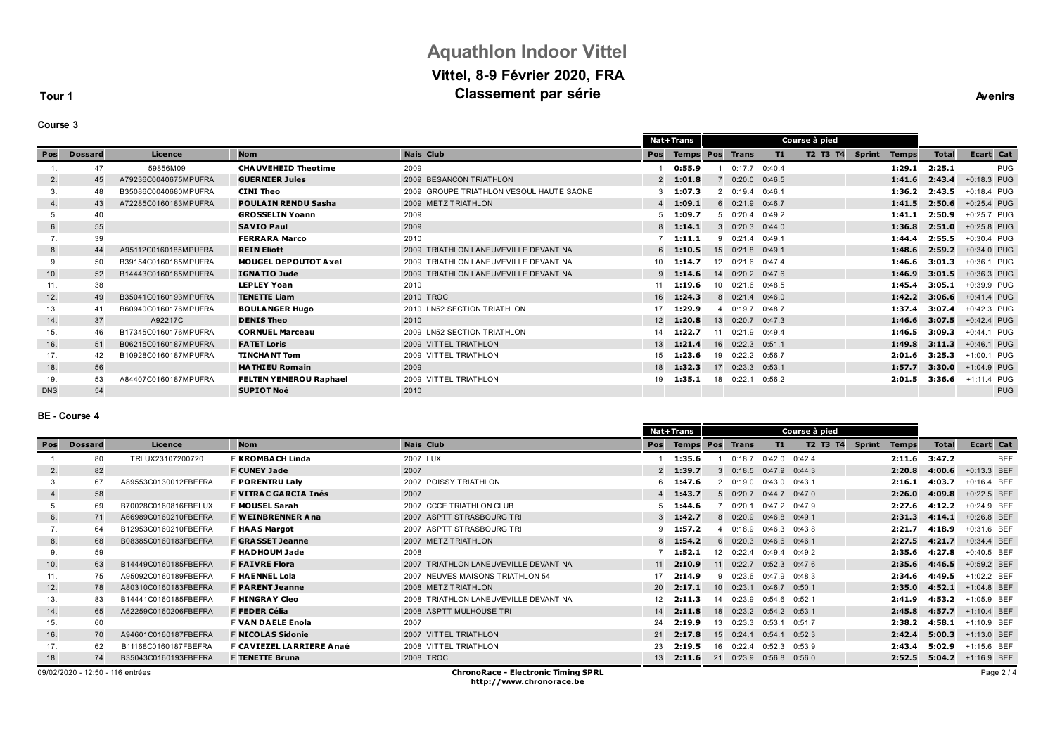# Aquathlon Indoor Vittel

## Vittel, 8-9 Février 2020, FRA

## Classement par série

**Tour 1** — **Avenirs**

### Course 3

| | | | | | | Nat+Trans | | Course à pied | | | | | | | | | | |
|---|---|---|---|---|---|---|---|---|---|---|---|---|---|---|---|---|---|---|
| Pos | Dossard | Licence | Nom | Nais | Club | Pos | Temps | Pos | Trans | T1 | T2 | T3 | T4 | Sprint | Temps | Total | Ecart | Cat |
| 1. | 47 | 59856M09 | CHAUVEHEID Theotime | 2009 | | 1 | 0:55.9 | 1 | 0:17.7 | 0:40.4 | | | | | 1:29.1 | 2:25.1 | | PUG |
| 2. | 45 | A79236C0040675MPUFRA | GUERNIER Jules | 2009 | BESANCON TRIATHLON | 2 | 1:01.8 | 7 | 0:20.0 | 0:46.5 | | | | | 1:41.6 | 2:43.4 | +0:18.3 | PUG |
| 3. | 48 | B35086C0040680MPUFRA | CINI Theo | 2009 | GROUPE TRIATHLON VESOUL HAUTE SAONE | 3 | 1:07.3 | 2 | 0:19.4 | 0:46.1 | | | | | 1:36.2 | 2:43.5 | +0:18.4 | PUG |
| 4. | 43 | A72285C0160183MPUFRA | POULAIN RENDU Sasha | 2009 | METZ TRIATHLON | 4 | 1:09.1 | 6 | 0:21.9 | 0:46.7 | | | | | 1:41.5 | 2:50.6 | +0:25.4 | PUG |
| 5. | 40 | | GROSSELIN Yoann | 2009 | | 5 | 1:09.7 | 5 | 0:20.4 | 0:49.2 | | | | | 1:41.1 | 2:50.9 | +0:25.7 | PUG |
| 6. | 55 | | SAVIO Paul | 2009 | | 8 | 1:14.1 | 3 | 0:20.3 | 0:44.0 | | | | | 1:36.8 | 2:51.0 | +0:25.8 | PUG |
| 7. | 39 | | FERRARA Marco | 2010 | | 7 | 1:11.1 | 9 | 0:21.4 | 0:49.1 | | | | | 1:44.4 | 2:55.5 | +0:30.4 | PUG |
| 8. | 44 | A95112C0160185MPUFRA | REIN Eliott | 2009 | TRIATHLON LANEUVEVILLE DEVANT NA | 6 | 1:10.5 | 15 | 0:21.8 | 0:49.1 | | | | | 1:48.6 | 2:59.2 | +0:34.0 | PUG |
| 9. | 50 | B39154C0160185MPUFRA | MOUGEL DEPOUTOT Axel | 2009 | TRIATHLON LANEUVEVILLE DEVANT NA | 10 | 1:14.7 | 12 | 0:21.6 | 0:47.4 | | | | | 1:46.6 | 3:01.3 | +0:36.1 | PUG |
| 10. | 52 | B14443C0160185MPUFRA | IGNATIO Jude | 2009 | TRIATHLON LANEUVEVILLE DEVANT NA | 9 | 1:14.6 | 14 | 0:20.2 | 0:47.6 | | | | | 1:46.9 | 3:01.5 | +0:36.3 | PUG |
| 11. | 38 | | LEPLEY Yoan | 2010 | | 11 | 1:19.6 | 10 | 0:21.6 | 0:48.5 | | | | | 1:45.4 | 3:05.1 | +0:39.9 | PUG |
| 12. | 49 | B35041C0160193MPUFRA | TENETTE Liam | 2010 | TROC | 16 | 1:24.3 | 8 | 0:21.4 | 0:46.0 | | | | | 1:42.2 | 3:06.6 | +0:41.4 | PUG |
| 13. | 41 | B60940C0160176MPUFRA | BOULANGER Hugo | 2010 | LN52 SECTION TRIATHLON | 17 | 1:29.9 | 4 | 0:19.7 | 0:48.7 | | | | | 1:37.4 | 3:07.4 | +0:42.3 | PUG |
| 14. | 37 | A92217C | DENIS Theo | 2010 | | 12 | 1:20.8 | 13 | 0:20.7 | 0:47.3 | | | | | 1:46.6 | 3:07.5 | +0:42.4 | PUG |
| 15. | 46 | B17345C0160176MPUFRA | CORNUEL Marceau | 2009 | LN52 SECTION TRIATHLON | 14 | 1:22.7 | 11 | 0:21.9 | 0:49.4 | | | | | 1:46.5 | 3:09.3 | +0:44.1 | PUG |
| 16. | 51 | B06215C0160187MPUFRA | FATET Loris | 2009 | VITTEL TRIATHLON | 13 | 1:21.4 | 16 | 0:22.3 | 0:51.1 | | | | | 1:49.8 | 3:11.3 | +0:46.1 | PUG |
| 17. | 42 | B10928C0160187MPUFRA | TINCHANT Tom | 2009 | VITTEL TRIATHLON | 15 | 1:23.6 | 19 | 0:22.2 | 0:56.7 | | | | | 2:01.6 | 3:25.3 | +1:00.1 | PUG |
| 18. | 56 | | MATHIEU Romain | 2009 | | 18 | 1:32.3 | 17 | 0:23.3 | 0:53.1 | | | | | 1:57.7 | 3:30.0 | +1:04.9 | PUG |
| 19. | 53 | A84407C0160187MPUFRA | FELTEN YEMEROU Raphael | 2009 | VITTEL TRIATHLON | 19 | 1:35.1 | 18 | 0:22.1 | 0:56.2 | | | | | 2:01.5 | 3:36.6 | +1:11.4 | PUG |
| DNS | 54 | | SUPIOT Noé | 2010 | | | | | | | | | | | | | | PUG |

### BE - Course 4

| | | | | | | Nat+Trans | | Course à pied | | | | | | | | | | |
|---|---|---|---|---|---|---|---|---|---|---|---|---|---|---|---|---|---|---|
| Pos | Dossard | Licence | Nom | Nais | Club | Pos | Temps | Pos | Trans | T1 | T2 | T3 | T4 | Sprint | Temps | Total | Ecart | Cat |
| 1. | 80 | TRLUX23107200720 | F KROMBACH Linda | 2007 | LUX | 1 | 1:35.6 | 1 | 0:18.7 | 0:42.0 | 0:42.4 | | | | 2:11.6 | 3:47.2 | | BEF |
| 2. | 82 | | F CUNEY Jade | 2007 | | 2 | 1:39.7 | 3 | 0:18.5 | 0:47.9 | 0:44.3 | | | | 2:20.8 | 4:00.6 | +0:13.3 | BEF |
| 3. | 67 | A89553C0130012FBEFRA | F PORENTRU Laly | 2007 | POISSY TRIATHLON | 6 | 1:47.6 | 2 | 0:19.0 | 0:43.0 | 0:43.1 | | | | 2:16.1 | 4:03.7 | +0:16.4 | BEF |
| 4. | 58 | | F VITRAC GARCIA Inés | 2007 | | 4 | 1:43.7 | 5 | 0:20.7 | 0:44.7 | 0:47.0 | | | | 2:26.0 | 4:09.8 | +0:22.5 | BEF |
| 5. | 69 | B70028C0160816FBELUX | F MOUSEL Sarah | 2007 | CCCE TRIATHLON CLUB | 5 | 1:44.6 | 7 | 0:20.1 | 0:47.2 | 0:47.9 | | | | 2:27.6 | 4:12.2 | +0:24.9 | BEF |
| 6. | 71 | A66989C0160210FBEFRA | F WEINBRENNER Ana | 2007 | ASPTT STRASBOURG TRI | 3 | 1:42.7 | 8 | 0:20.9 | 0:46.8 | 0:49.1 | | | | 2:31.3 | 4:14.1 | +0:26.8 | BEF |
| 7. | 64 | B12953C0160210FBEFRA | F HAAS Margot | 2007 | ASPTT STRASBOURG TRI | 9 | 1:57.2 | 4 | 0:18.9 | 0:46.3 | 0:43.8 | | | | 2:21.7 | 4:18.9 | +0:31.6 | BEF |
| 8. | 68 | B08385C0160183FBEFRA | F GRASSET Jeanne | 2007 | METZ TRIATHLON | 8 | 1:54.2 | 6 | 0:20.3 | 0:46.6 | 0:46.1 | | | | 2:27.5 | 4:21.7 | +0:34.4 | BEF |
| 9. | 59 | | F HADHOUM Jade | 2008 | | 7 | 1:52.1 | 12 | 0:22.4 | 0:49.4 | 0:49.2 | | | | 2:35.6 | 4:27.8 | +0:40.5 | BEF |
| 10. | 63 | B14449C0160185FBEFRA | F FAIVRE Flora | 2007 | TRIATHLON LANEUVEVILLE DEVANT NA | 11 | 2:10.9 | 11 | 0:22.7 | 0:52.3 | 0:47.6 | | | | 2:35.6 | 4:46.5 | +0:59.2 | BEF |
| 11. | 75 | A95092C0160189FBEFRA | F HAENNEL Lola | 2007 | NEUVES MAISONS TRIATHLON 54 | 17 | 2:14.9 | 9 | 0:23.6 | 0:47.9 | 0:48.3 | | | | 2:34.6 | 4:49.5 | +1:02.2 | BEF |
| 12. | 78 | A80310C0160183FBEFRA | F PARENT Jeanne | 2008 | METZ TRIATHLON | 20 | 2:17.1 | 10 | 0:23.1 | 0:46.7 | 0:50.1 | | | | 2:35.0 | 4:52.1 | +1:04.8 | BEF |
| 13. | 83 | B14441C0160185FBEFRA | F HINGRAY Cleo | 2008 | TRIATHLON LANEUVEVILLE DEVANT NA | 12 | 2:11.3 | 14 | 0:23.9 | 0:54.6 | 0:52.1 | | | | 2:41.9 | 4:53.2 | +1:05.9 | BEF |
| 14. | 65 | A62259C0160206FBEFRA | F FEDER Célia | 2008 | ASPTT MULHOUSE TRI | 14 | 2:11.8 | 18 | 0:23.2 | 0:54.2 | 0:53.1 | | | | 2:45.8 | 4:57.7 | +1:10.4 | BEF |
| 15. | 60 | | F VAN DAELE Enola | 2007 | | 24 | 2:19.9 | 13 | 0:23.3 | 0:53.1 | 0:51.7 | | | | 2:38.2 | 4:58.1 | +1:10.9 | BEF |
| 16. | 70 | A94601C0160187FBEFRA | F NICOLAS Sidonie | 2007 | VITTEL TRIATHLON | 21 | 2:17.8 | 15 | 0:24.1 | 0:54.1 | 0:52.3 | | | | 2:42.4 | 5:00.3 | +1:13.0 | BEF |
| 17. | 62 | B11168C0160187FBEFRA | F CAVIEZEL LARRIERE Anaé | 2008 | VITTEL TRIATHLON | 23 | 2:19.5 | 16 | 0:22.4 | 0:52.3 | 0:53.9 | | | | 2:43.4 | 5:02.9 | +1:15.6 | BEF |
| 18. | 74 | B35043C0160193FBEFRA | F TENETTE Bruna | 2008 | TROC | 13 | 2:11.6 | 21 | 0:23.9 | 0:56.8 | 0:56.0 | | | | 2:52.5 | 5:04.2 | +1:16.9 | BEF |

09/02/2020 - 12:50 - 116 entrées

**ChronoRace - Electronic Timing SPRL**
**http://www.chronorace.be**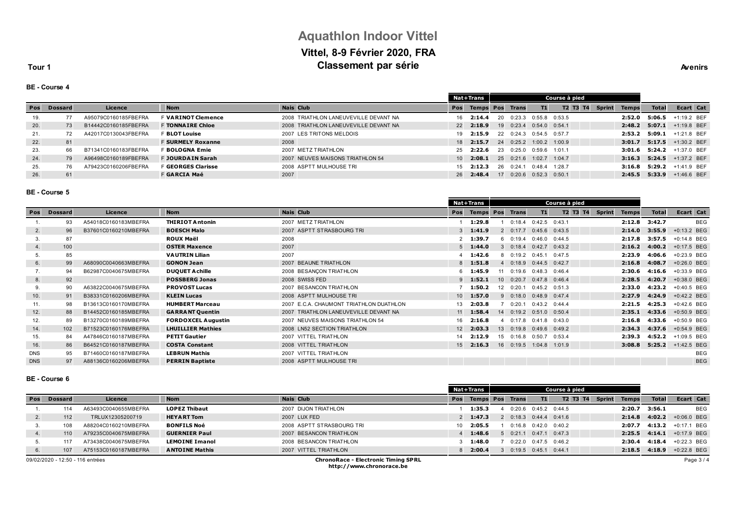# Aquathlon Indoor Vittel

## Vittel, 8-9 Février 2020, FRA

## Classement par série

Tour 1 — Avenirs

### BE - Course 4

| | | | | | | Nat+Trans | | Course à pied | | | | | | | | | |
|---|---|---|---|---|---|---|---|---|---|---|---|---|---|---|---|---|---|
| Pos | Dossard | Licence | Nom | Nais | Club | Pos | Temps | Pos | Trans | T1 | T2 | T3 | T4 | Sprint | Temps | Total | Ecart | Cat |
| 19. | 77 | A95079C0160185FBEFRA | F **VARINOT Clemence** | 2008 | TRIATHLON LANEUVEVILLE DEVANT NA | 16 | **2:14.4** | 20 | 0:23.3 | 0:55.8 | 0:53.5 | | | | **2:52.0** | **5:06.5** | +1:19.2 | BEF |
| 20. | 73 | B14442C0160185FBEFRA | F **TONNAIRE Chloe** | 2008 | TRIATHLON LANEUVEVILLE DEVANT NA | 22 | **2:18.9** | 19 | 0:23.4 | 0:54.0 | 0:54.1 | | | | **2:48.2** | **5:07.1** | +1:19.8 | BEF |
| 21. | 72 | A42017C0130043FBEFRA | F **BLOT Louise** | 2007 | LES TRITONS MELDOIS | 19 | **2:15.9** | 22 | 0:24.3 | 0:54.5 | 0:57.7 | | | | **2:53.2** | **5:09.1** | +1:21.8 | BEF |
| 22. | 81 | | F **SURMELY Roxanne** | 2008 | | 18 | **2:15.7** | 24 | 0:25.2 | 1:00.2 | 1:00.9 | | | | **3:01.7** | **5:17.5** | +1:30.2 | BEF |
| 23. | 66 | B71341C0160183FBEFRA | F **BOLOGNA Emie** | 2007 | METZ TRIATHLON | 25 | **2:22.6** | 23 | 0:25.0 | 0:59.6 | 1:01.1 | | | | **3:01.6** | **5:24.2** | +1:37.0 | BEF |
| 24. | 79 | A96498C0160189FBEFRA | F **JOURDAIN Sarah** | 2007 | NEUVES MAISONS TRIATHLON 54 | 10 | **2:08.1** | 25 | 0:21.6 | 1:02.7 | 1:04.7 | | | | **3:16.3** | **5:24.5** | +1:37.2 | BEF |
| 25. | 76 | A79423C0160206FBEFRA | F **GEORGES Clarisse** | 2008 | ASPTT MULHOUSE TRI | 15 | **2:12.3** | 26 | 0:24.1 | 0:48.4 | 1:28.7 | | | | **3:16.8** | **5:29.2** | +1:41.9 | BEF |
| 26. | 61 | | F **GARCIA Maé** | 2007 | | 26 | **2:48.4** | 17 | 0:20.6 | 0:52.3 | 0:50.1 | | | | **2:45.5** | **5:33.9** | +1:46.6 | BEF |

### BE - Course 5

| | | | | | | Nat+Trans | | Course à pied | | | | | | | | | |
|---|---|---|---|---|---|---|---|---|---|---|---|---|---|---|---|---|---|
| Pos | Dossard | Licence | Nom | Nais | Club | Pos | Temps | Pos | Trans | T1 | T2 | T3 | T4 | Sprint | Temps | Total | Ecart | Cat |
| 1. | 93 | A54018C0160183MBEFRA | **THIRIOT Antonin** | 2007 | METZ TRIATHLON | 1 | **1:29.8** | 1 | 0:18.4 | 0:42.5 | 0:43.1 | | | | **2:12.8** | **3:42.7** | | BEG |
| 2. | 96 | B37601C0160210MBEFRA | **BOESCH Malo** | 2007 | ASPTT STRASBOURG TRI | 3 | **1:41.9** | 2 | 0:17.7 | 0:45.6 | 0:43.5 | | | | **2:14.0** | **3:55.9** | +0:13.2 | BEG |
| 3. | 87 | | **ROUX Maël** | 2008 | | 2 | **1:39.7** | 6 | 0:19.4 | 0:46.0 | 0:44.5 | | | | **2:17.8** | **3:57.5** | +0:14.8 | BEG |
| 4. | 100 | | **OSTER Maxence** | 2007 | | 5 | **1:44.0** | 3 | 0:18.4 | 0:42.7 | 0:43.2 | | | | **2:16.2** | **4:00.2** | +0:17.5 | BEG |
| 5. | 85 | | **VAUTRIN Lilian** | 2007 | | 4 | **1:42.6** | 8 | 0:19.2 | 0:45.1 | 0:47.5 | | | | **2:23.9** | **4:06.6** | +0:23.9 | BEG |
| 6. | 99 | A68090C0040663MBEFRA | **GONON Jean** | 2007 | BEAUNE TRIATHLON | 8 | **1:51.8** | 4 | 0:18.9 | 0:44.5 | 0:42.7 | | | | **2:16.8** | **4:08.7** | +0:26.0 | BEG |
| 7. | 94 | B62987C0040675MBEFRA | **DUQUET Achille** | 2008 | BESANÇON TRIATHLON | 6 | **1:45.9** | 11 | 0:19.6 | 0:48.3 | 0:46.4 | | | | **2:30.6** | **4:16.6** | +0:33.9 | BEG |
| 8. | 92 | | **POSSBERG Jonas** | 2008 | SWISS FED | 9 | **1:52.1** | 10 | 0:20.7 | 0:47.8 | 0:46.4 | | | | **2:28.5** | **4:20.7** | +0:38.0 | BEG |
| 9. | 90 | A63822C0040675MBEFRA | **PROVOST Lucas** | 2007 | BESANCON TRIATHLON | 7 | **1:50.2** | 12 | 0:20.1 | 0:45.2 | 0:51.3 | | | | **2:33.0** | **4:23.2** | +0:40.5 | BEG |
| 10. | 91 | B38331C0160206MBEFRA | **KLEIN Lucas** | 2008 | ASPTT MULHOUSE TRI | 10 | **1:57.0** | 9 | 0:18.0 | 0:48.9 | 0:47.4 | | | | **2:27.9** | **4:24.9** | +0:42.2 | BEG |
| 11. | 98 | B13613C0160170MBEFRA | **HUMBERT Marceau** | 2007 | E.C.A. CHAUMONT TRIATHLON DUATHLON | 13 | **2:03.8** | 7 | 0:20.1 | 0:43.2 | 0:44.4 | | | | **2:21.5** | **4:25.3** | +0:42.6 | BEG |
| 12. | 88 | B14452C0160185MBEFRA | **GARRANT Quentin** | 2007 | TRIATHLON LANEUVEVILLE DEVANT NA | 11 | **1:58.4** | 14 | 0:19.2 | 0:51.0 | 0:50.4 | | | | **2:35.1** | **4:33.6** | +0:50.9 | BEG |
| 12. | 89 | B13270C0160189MBEFRA | **FORDOXCEL Augustin** | 2007 | NEUVES MAISONS TRIATHLON 54 | 16 | **2:16.8** | 4 | 0:17.8 | 0:41.8 | 0:43.0 | | | | **2:16.8** | **4:33.6** | +0:50.9 | BEG |
| 14. | 102 | B71523C0160176MBEFRA | **LHUILLIER Mathies** | 2008 | LN52 SECTION TRIATHLON | 12 | **2:03.3** | 13 | 0:19.8 | 0:49.6 | 0:49.2 | | | | **2:34.3** | **4:37.6** | +0:54.9 | BEG |
| 15. | 84 | A47846C0160187MBEFRA | **PETIT Gautier** | 2007 | VITTEL TRIATHLON | 14 | **2:12.9** | 15 | 0:16.8 | 0:50.7 | 0:53.4 | | | | **2:39.3** | **4:52.2** | +1:09.5 | BEG |
| 16. | 86 | B64521C0160187MBEFRA | **COSTA Constant** | 2008 | VITTEL TRIATHLON | 15 | **2:16.3** | 16 | 0:19.5 | 1:04.8 | 1:01.9 | | | | **3:08.8** | **5:25.2** | +1:42.5 | BEG |
| DNS | 95 | B71460C0160187MBEFRA | **LEBRUN Mathis** | 2007 | VITTEL TRIATHLON | | | | | | | | | | | | | BEG |
| DNS | 97 | A88136C0160206MBEFRA | **PERRIN Baptiste** | 2008 | ASPTT MULHOUSE TRI | | | | | | | | | | | | | BEG |

### BE - Course 6

| | | | | | | Nat+Trans | | Course à pied | | | | | | | | | |
|---|---|---|---|---|---|---|---|---|---|---|---|---|---|---|---|---|---|
| Pos | Dossard | Licence | Nom | Nais | Club | Pos | Temps | Pos | Trans | T1 | T2 | T3 | T4 | Sprint | Temps | Total | Ecart | Cat |
| 1. | 114 | A63493C0040655MBEFRA | **LOPEZ Thibaut** | 2007 | DIJON TRIATHLON | 1 | **1:35.3** | 4 | 0:20.6 | 0:45.2 | 0:44.5 | | | | **2:20.7** | **3:56.1** | | BEG |
| 2. | 112 | TRLUX12305200719 | **HEYART Tom** | 2007 | LUX FED | 2 | **1:47.3** | 2 | 0:18.3 | 0:44.4 | 0:41.6 | | | | **2:14.8** | **4:02.2** | +0:06.0 | BEG |
| 3. | 108 | A88204C0160210MBEFRA | **BONFILS Noé** | 2008 | ASPTT STRASBOURG TRI | 10 | **2:05.5** | 1 | 0:16.8 | 0:42.0 | 0:40.2 | | | | **2:07.7** | **4:13.2** | +0:17.1 | BEG |
| 4. | 110 | A79235C0040675MBEFRA | **GUERNIER Paul** | 2007 | BESANCON TRIATHLON | 4 | **1:48.6** | 5 | 0:21.1 | 0:47.1 | 0:47.3 | | | | **2:25.5** | **4:14.1** | +0:17.9 | BEG |
| 5. | 117 | A73438C0040675MBEFRA | **LEMOINE Imanol** | 2008 | BESANCON TRIATHLON | 3 | **1:48.0** | 7 | 0:22.0 | 0:47.5 | 0:46.2 | | | | **2:30.4** | **4:18.4** | +0:22.3 | BEG |
| 6. | 107 | A75153C0160187MBEFRA | **ANTOINE Mathis** | 2007 | VITTEL TRIATHLON | 8 | **2:00.4** | 3 | 0:19.5 | 0:45.1 | 0:44.1 | | | | **2:18.5** | **4:18.9** | +0:22.8 | BEG |

09/02/2020 - 12:50 - 116 entrées

**ChronoRace - Electronic Timing SPRL**
**http://www.chronorace.be**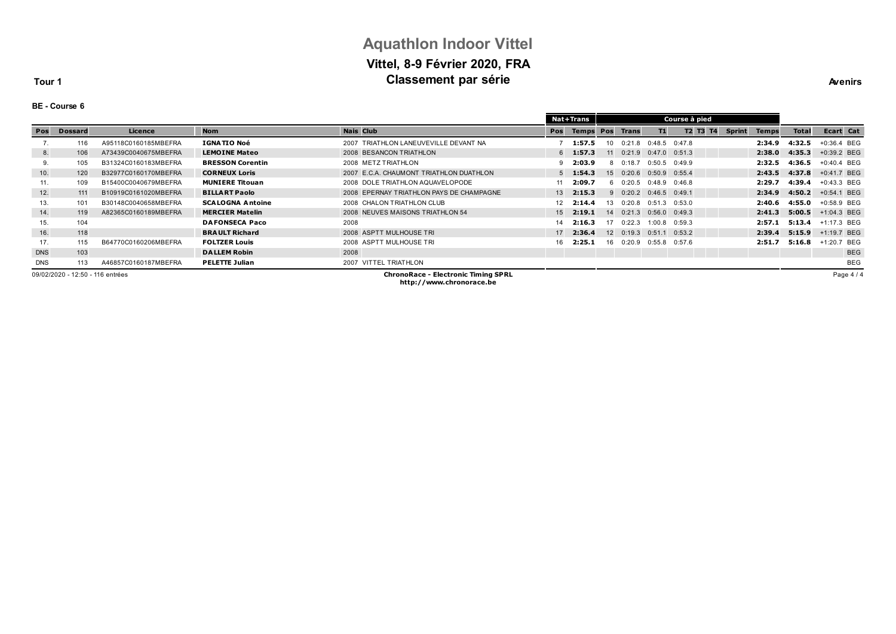# Aquathlon Indoor Vittel

## Vittel, 8-9 Février 2020, FRA

## Classement par série

Tour 1

Avenirs

### BE - Course 6

| | | | | | | Nat+Trans | | Course à pied | | | | | | | | | | | |
|---|---|---|---|---|---|---|---|---|---|---|---|---|---|---|---|---|---|---|---|
| Pos | Dossard | Licence | Nom | Nais | Club | Pos | Temps | Pos | Trans | T1 | T2 | T3 | T4 | Sprint | Temps | Total | Ecart | Cat |
| 7. | 116 | A95118C0160185MBEFRA | **IGNATIO Noé** | 2007 | TRIATHLON LANEUVEVILLE DEVANT NA | 7 | **1:57.5** | 10 | 0:21.8 | 0:48.5 | 0:47.8 | | | | **2:34.9** | **4:32.5** | +0:36.4 | BEG |
| 8. | 106 | A73439C0040675MBEFRA | **LEMOINE Mateo** | 2008 | BESANCON TRIATHLON | 6 | **1:57.3** | 11 | 0:21.9 | 0:47.0 | 0:51.3 | | | | **2:38.0** | **4:35.3** | +0:39.2 | BEG |
| 9. | 105 | B31324C0160183MBEFRA | **BRESSON Corentin** | 2008 | METZ TRIATHLON | 9 | **2:03.9** | 8 | 0:18.7 | 0:50.5 | 0:49.9 | | | | **2:32.5** | **4:36.5** | +0:40.4 | BEG |
| 10. | 120 | B32977C0160170MBEFRA | **CORNEUX Loris** | 2007 | E.C.A. CHAUMONT TRIATHLON DUATHLON | 5 | **1:54.3** | 15 | 0:20.6 | 0:50.9 | 0:55.4 | | | | **2:43.5** | **4:37.8** | +0:41.7 | BEG |
| 11. | 109 | B15400C0040679MBEFRA | **MUNIERE Titouan** | 2008 | DOLE TRIATHLON AQUAVELOPODE | 11 | **2:09.7** | 6 | 0:20.5 | 0:48.9 | 0:46.8 | | | | **2:29.7** | **4:39.4** | +0:43.3 | BEG |
| 12. | 111 | B10919C0161020MBEFRA | **BILLART Paolo** | 2008 | EPERNAY TRIATHLON PAYS DE CHAMPAGNE | 13 | **2:15.3** | 9 | 0:20.2 | 0:46.5 | 0:49.1 | | | | **2:34.9** | **4:50.2** | +0:54.1 | BEG |
| 13. | 101 | B30148C0040658MBEFRA | **SCALOGNA Antoine** | 2008 | CHALON TRIATHLON CLUB | 12 | **2:14.4** | 13 | 0:20.8 | 0:51.3 | 0:53.0 | | | | **2:40.6** | **4:55.0** | +0:58.9 | BEG |
| 14. | 119 | A82365C0160189MBEFRA | **MERCIER Matelin** | 2008 | NEUVES MAISONS TRIATHLON 54 | 15 | **2:19.1** | 14 | 0:21.3 | 0:56.0 | 0:49.3 | | | | **2:41.3** | **5:00.5** | +1:04.3 | BEG |
| 15. | 104 | | **DAFONSECA Paco** | 2008 | | 14 | **2:16.3** | 17 | 0:22.3 | 1:00.8 | 0:59.3 | | | | **2:57.1** | **5:13.4** | +1:17.3 | BEG |
| 16. | 118 | | **BRAULT Richard** | 2008 | ASPTT MULHOUSE TRI | 17 | **2:36.4** | 12 | 0:19.3 | 0:51.1 | 0:53.2 | | | | **2:39.4** | **5:15.9** | +1:19.7 | BEG |
| 17. | 115 | B64770C0160206MBEFRA | **FOLTZER Louis** | 2008 | ASPTT MULHOUSE TRI | 16 | **2:25.1** | 16 | 0:20.9 | 0:55.8 | 0:57.6 | | | | **2:51.7** | **5:16.8** | +1:20.7 | BEG |
| DNS | 103 | | **DALLEM Robin** | 2008 | | | | | | | | | | | | | | BEG |
| DNS | 113 | A46857C0160187MBEFRA | **PELETTE Julian** | 2007 | VITTEL TRIATHLON | | | | | | | | | | | | | BEG |

09/02/2020 - 12:50 - 116 entrées

**ChronoRace - Electronic Timing SPRL**
**http://www.chronorace.be**